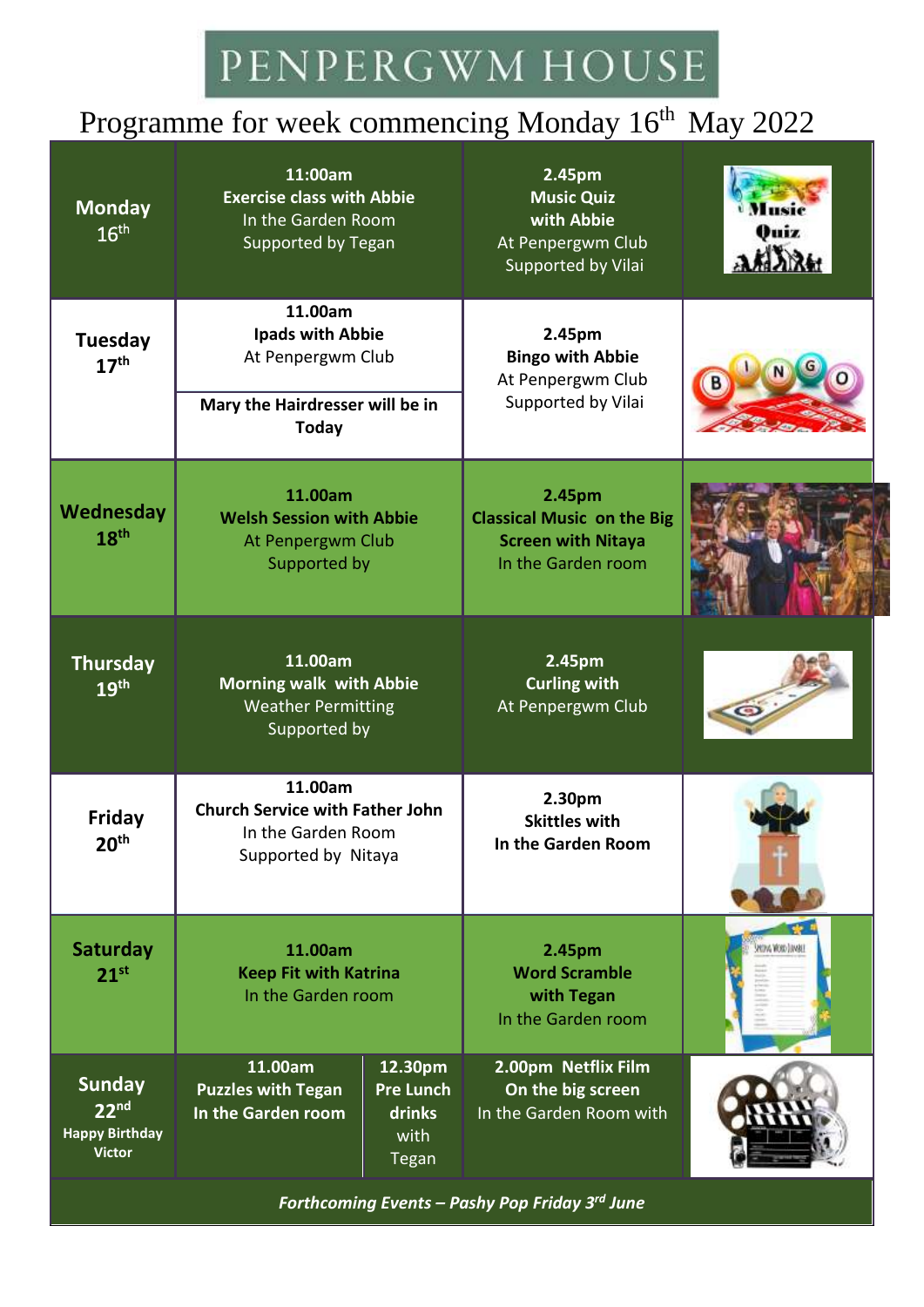# PENPERGWM HOUSE

## Programme for week commencing Monday 16th May 2022

| Day | Morning | Afternoon |
| --- | --- | --- |
| **Monday 16th** | **11:00am** **Exercise class with Abbie** In the Garden Room Supported by Tegan | **2.45pm** **Music Quiz with Abbie** At Penpergwm Club Supported by Vilai |
| **Tuesday 17th** | **11.00am** **Ipads with Abbie** At Penpergwm Club<br>**Mary the Hairdresser will be in Today** | **2.45pm** **Bingo with Abbie** At Penpergwm Club Supported by Vilai |
| **Wednesday 18th** | **11.00am** **Welsh Session with Abbie** At Penpergwm Club Supported by | **2.45pm** **Classical Music on the Big Screen with Nitaya** In the Garden room |
| **Thursday 19th** | **11.00am** **Morning walk with Abbie** Weather Permitting Supported by | **2.45pm** **Curling with** At Penpergwm Club |
| **Friday 20th** | **11.00am** **Church Service with Father John** In the Garden Room Supported by Nitaya | **2.30pm** **Skittles with** **In the Garden Room** |
| **Saturday 21st** | **11.00am** **Keep Fit with Katrina** In the Garden room | **2.45pm** **Word Scramble with Tegan** In the Garden room |
| **Sunday 22nd** **Happy Birthday Victor** | **11.00am** **Puzzles with Tegan** **In the Garden room**<br>**12.30pm** **Pre Lunch drinks** with Tegan | **2.00pm Netflix Film On the big screen** In the Garden Room with |

***Forthcoming Events – Pashy Pop Friday 3rd June***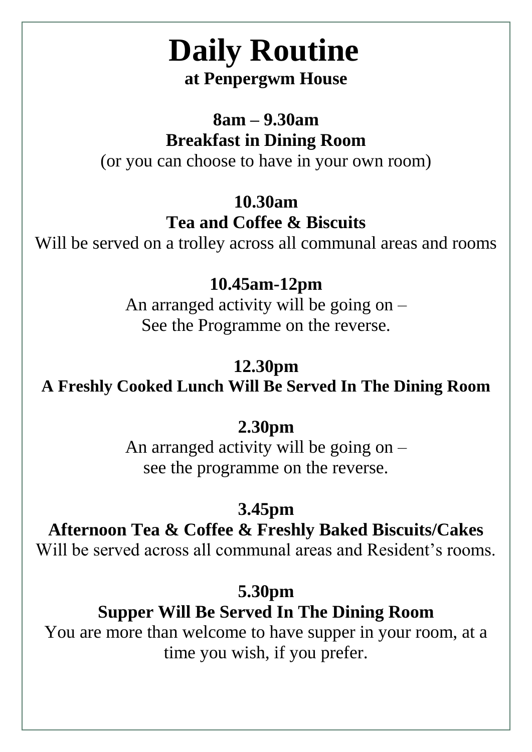# Daily Routine

**at Penpergwm House**

**8am – 9.30am**
**Breakfast in Dining Room**
(or you can choose to have in your own room)

**10.30am**
**Tea and Coffee & Biscuits**
Will be served on a trolley across all communal areas and rooms

**10.45am-12pm**
An arranged activity will be going on –
See the Programme on the reverse.

**12.30pm**
**A Freshly Cooked Lunch Will Be Served In The Dining Room**

**2.30pm**
An arranged activity will be going on –
see the programme on the reverse.

**3.45pm**
**Afternoon Tea & Coffee & Freshly Baked Biscuits/Cakes**
Will be served across all communal areas and Resident's rooms.

**5.30pm**
**Supper Will Be Served In The Dining Room**
You are more than welcome to have supper in your room, at a time you wish, if you prefer.